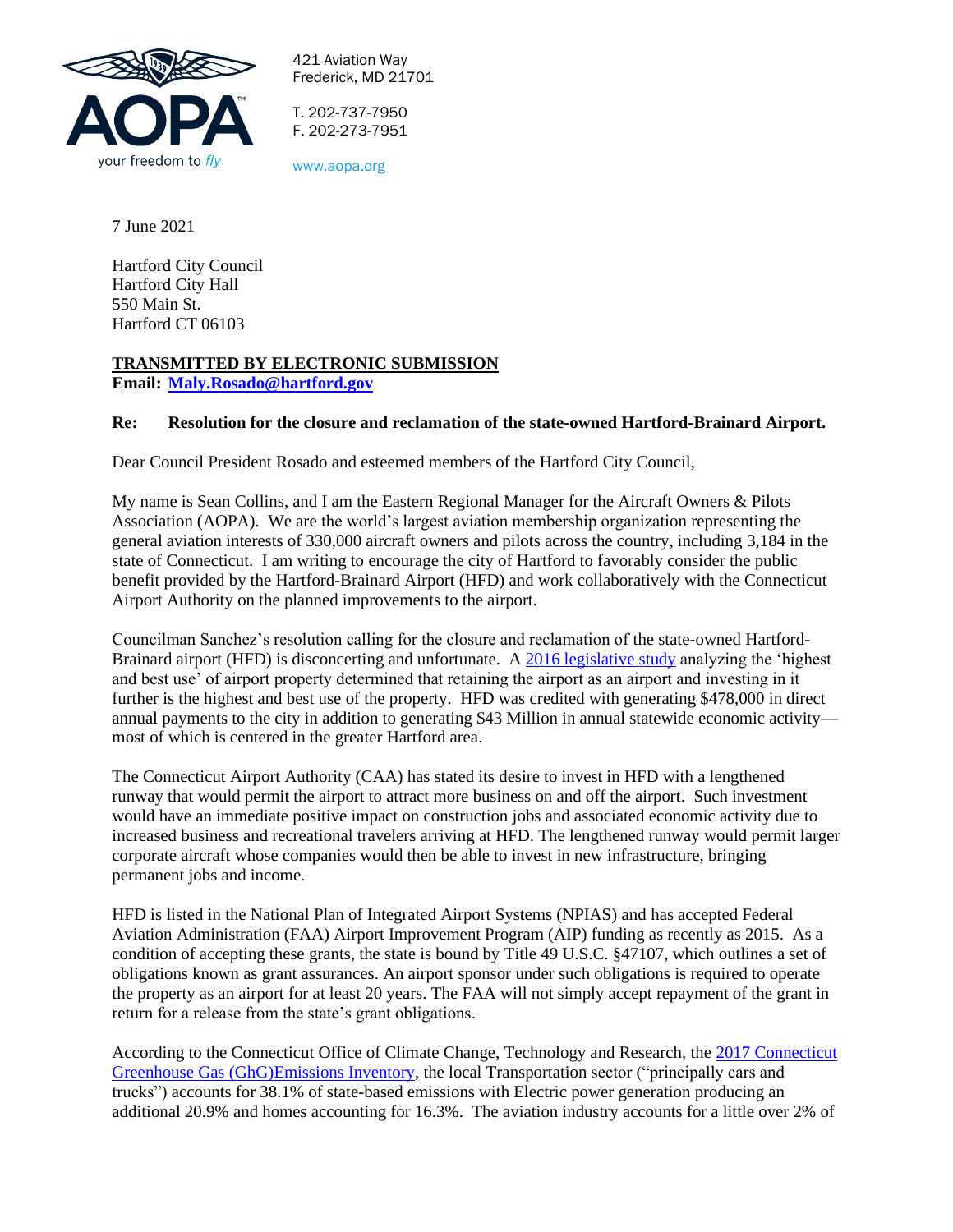421 Aviation Way
Frederick, MD 21701

T. 202-737-7950
F. 202-273-7951

www.aopa.org

7 June 2021

Hartford City Council
Hartford City Hall
550 Main St.
Hartford CT 06103

**TRANSMITTED BY ELECTRONIC SUBMISSION**
**Email: [Maly.Rosado@hartford.gov](mailto:Maly.Rosado@hartford.gov)**

**Re: Resolution for the closure and reclamation of the state-owned Hartford-Brainard Airport.**

Dear Council President Rosado and esteemed members of the Hartford City Council,

My name is Sean Collins, and I am the Eastern Regional Manager for the Aircraft Owners & Pilots Association (AOPA). We are the world's largest aviation membership organization representing the general aviation interests of 330,000 aircraft owners and pilots across the country, including 3,184 in the state of Connecticut. I am writing to encourage the city of Hartford to favorably consider the public benefit provided by the Hartford-Brainard Airport (HFD) and work collaboratively with the Connecticut Airport Authority on the planned improvements to the airport.

Councilman Sanchez's resolution calling for the closure and reclamation of the state-owned Hartford-Brainard airport (HFD) is disconcerting and unfortunate. A 2016 legislative study analyzing the 'highest and best use' of airport property determined that retaining the airport as an airport and investing in it further is the highest and best use of the property. HFD was credited with generating $478,000 in direct annual payments to the city in addition to generating $43 Million in annual statewide economic activity—most of which is centered in the greater Hartford area.

The Connecticut Airport Authority (CAA) has stated its desire to invest in HFD with a lengthened runway that would permit the airport to attract more business on and off the airport. Such investment would have an immediate positive impact on construction jobs and associated economic activity due to increased business and recreational travelers arriving at HFD. The lengthened runway would permit larger corporate aircraft whose companies would then be able to invest in new infrastructure, bringing permanent jobs and income.

HFD is listed in the National Plan of Integrated Airport Systems (NPIAS) and has accepted Federal Aviation Administration (FAA) Airport Improvement Program (AIP) funding as recently as 2015. As a condition of accepting these grants, the state is bound by Title 49 U.S.C. §47107, which outlines a set of obligations known as grant assurances. An airport sponsor under such obligations is required to operate the property as an airport for at least 20 years. The FAA will not simply accept repayment of the grant in return for a release from the state's grant obligations.

According to the Connecticut Office of Climate Change, Technology and Research, the 2017 Connecticut Greenhouse Gas (GhG)Emissions Inventory, the local Transportation sector ("principally cars and trucks") accounts for 38.1% of state-based emissions with Electric power generation producing an additional 20.9% and homes accounting for 16.3%. The aviation industry accounts for a little over 2% of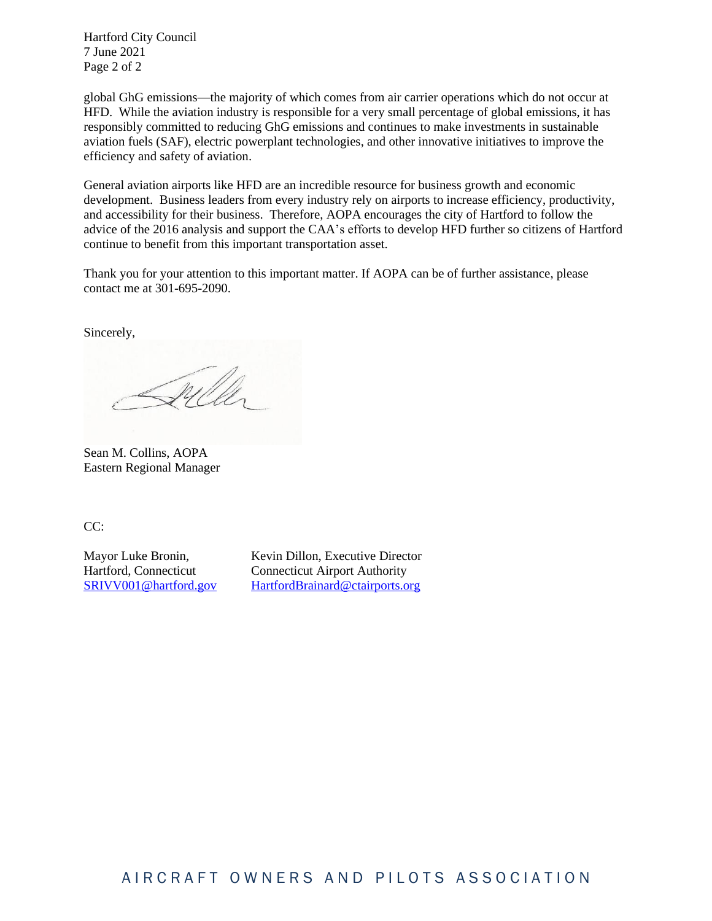global GhG emissions—the majority of which comes from air carrier operations which do not occur at HFD. While the aviation industry is responsible for a very small percentage of global emissions, it has responsibly committed to reducing GhG emissions and continues to make investments in sustainable aviation fuels (SAF), electric powerplant technologies, and other innovative initiatives to improve the efficiency and safety of aviation.

General aviation airports like HFD are an incredible resource for business growth and economic development. Business leaders from every industry rely on airports to increase efficiency, productivity, and accessibility for their business. Therefore, AOPA encourages the city of Hartford to follow the advice of the 2016 analysis and support the CAA's efforts to develop HFD further so citizens of Hartford continue to benefit from this important transportation asset.

Thank you for your attention to this important matter. If AOPA can be of further assistance, please contact me at 301-695-2090.

Sincerely,

Sean M. Collins, AOPA
Eastern Regional Manager

CC:

Mayor Luke Bronin,
Hartford, Connecticut
SRIVV001@hartford.gov

Kevin Dillon, Executive Director
Connecticut Airport Authority
HartfordBrainard@ctairports.org

AIRCRAFT OWNERS AND PILOTS ASSOCIATION